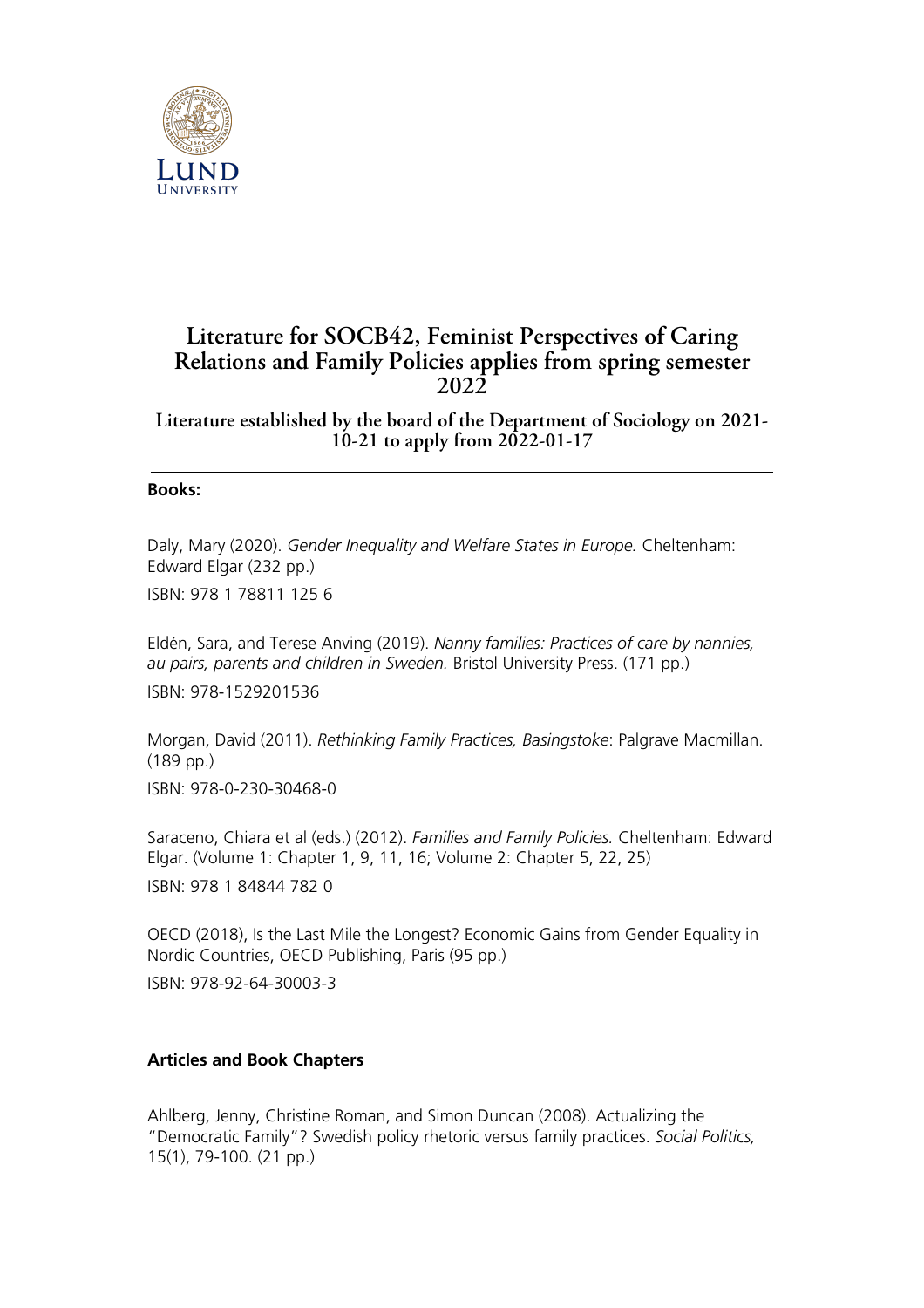# Literature for SOCB42, Feminist Perspectives of Caring Relations and Family Policies applies from spring semester 2022

## Literature established by the board of the Department of Sociology on 2021-10-21 to apply from 2022-01-17

---

**Books:**

Daly, Mary (2020). *Gender Inequality and Welfare States in Europe.* Cheltenham: Edward Elgar (232 pp.)

ISBN: 978 1 78811 125 6

Eldén, Sara, and Terese Anving (2019). *Nanny families: Practices of care by nannies, au pairs, parents and children in Sweden.* Bristol University Press. (171 pp.)

ISBN: 978-1529201536

Morgan, David (2011). *Rethinking Family Practices, Basingstoke*: Palgrave Macmillan. (189 pp.)

ISBN: 978-0-230-30468-0

Saraceno, Chiara et al (eds.) (2012). *Families and Family Policies.* Cheltenham: Edward Elgar. (Volume 1: Chapter 1, 9, 11, 16; Volume 2: Chapter 5, 22, 25)

ISBN: 978 1 84844 782 0

OECD (2018), Is the Last Mile the Longest? Economic Gains from Gender Equality in Nordic Countries, OECD Publishing, Paris (95 pp.)

ISBN: 978-92-64-30003-3

**Articles and Book Chapters**

Ahlberg, Jenny, Christine Roman, and Simon Duncan (2008). Actualizing the "Democratic Family"? Swedish policy rhetoric versus family practices. *Social Politics,* 15(1), 79-100. (21 pp.)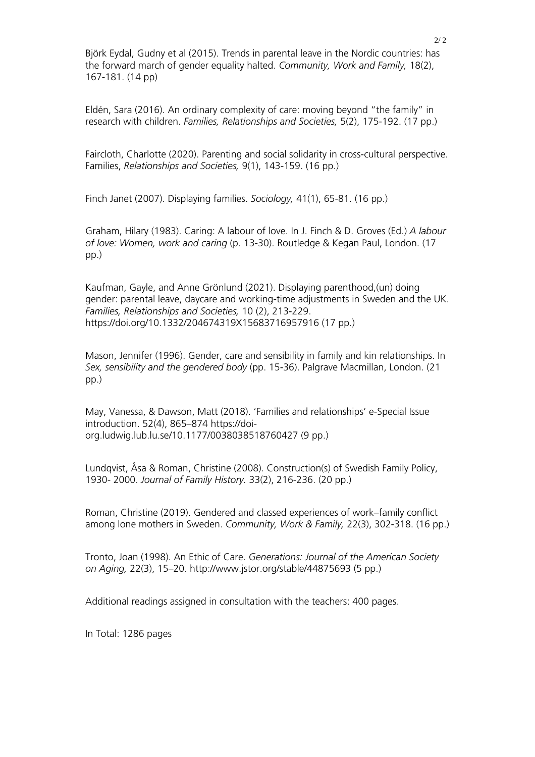Björk Eydal, Gudny et al (2015). Trends in parental leave in the Nordic countries: has the forward march of gender equality halted. *Community, Work and Family,* 18(2), 167-181. (14 pp)

Eldén, Sara (2016). An ordinary complexity of care: moving beyond "the family" in research with children. *Families, Relationships and Societies,* 5(2), 175-192. (17 pp.)

Faircloth, Charlotte (2020). Parenting and social solidarity in cross-cultural perspective. Families, *Relationships and Societies,* 9(1), 143-159. (16 pp.)

Finch Janet (2007). Displaying families. *Sociology,* 41(1), 65-81. (16 pp.)

Graham, Hilary (1983). Caring: A labour of love. In J. Finch & D. Groves (Ed.) *A labour of love: Women, work and caring* (p. 13-30). Routledge & Kegan Paul, London. (17 pp.)

Kaufman, Gayle, and Anne Grönlund (2021). Displaying parenthood,(un) doing gender: parental leave, daycare and working-time adjustments in Sweden and the UK. *Families, Relationships and Societies,* 10 (2), 213-229. https://doi.org/10.1332/204674319X15683716957916 (17 pp.)

Mason, Jennifer (1996). Gender, care and sensibility in family and kin relationships. In *Sex, sensibility and the gendered body* (pp. 15-36). Palgrave Macmillan, London. (21 pp.)

May, Vanessa, & Dawson, Matt (2018). 'Families and relationships' e-Special Issue introduction. 52(4), 865–874 https://doi-org.ludwig.lub.lu.se/10.1177/0038038518760427 (9 pp.)

Lundqvist, Åsa & Roman, Christine (2008). Construction(s) of Swedish Family Policy, 1930- 2000. *Journal of Family History.* 33(2), 216-236. (20 pp.)

Roman, Christine (2019). Gendered and classed experiences of work–family conflict among lone mothers in Sweden. *Community, Work & Family,* 22(3), 302-318. (16 pp.)

Tronto, Joan (1998). An Ethic of Care. *Generations: Journal of the American Society on Aging,* 22(3), 15–20. http://www.jstor.org/stable/44875693 (5 pp.)

Additional readings assigned in consultation with the teachers: 400 pages.

In Total: 1286 pages